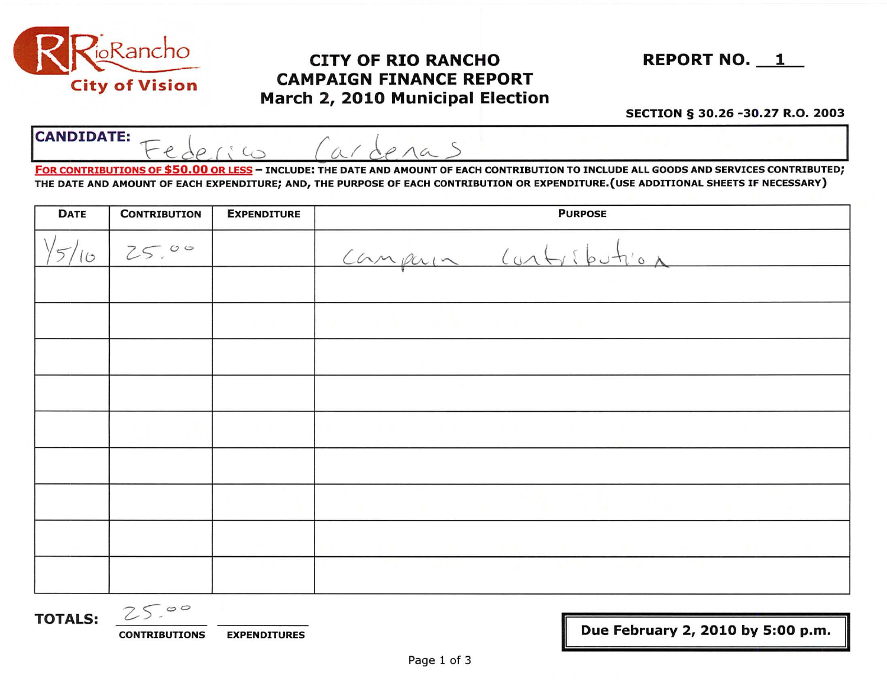RioRancho City of Vision

# CITY OF RIO RANCHO CAMPAIGN FINANCE REPORT March 2, 2010 Municipal Election

**REPORT NO. 1**

**SECTION § 30.26 -30.27 R.O. 2003**

**CANDIDATE:** Federico Cardenas

**FOR CONTRIBUTIONS OF $50.00 OR LESS** – INCLUDE: THE DATE AND AMOUNT OF EACH CONTRIBUTION TO INCLUDE ALL GOODS AND SERVICES CONTRIBUTED; THE DATE AND AMOUNT OF EACH EXPENDITURE; AND, THE PURPOSE OF EACH CONTRIBUTION OR EXPENDITURE.(USE ADDITIONAL SHEETS IF NECESSARY)

| DATE | CONTRIBUTION | EXPENDITURE | PURPOSE |
|---|---|---|---|
| 1/5/10 | 25.00 | | campaign contribution |
| | | | |
| | | | |
| | | | |
| | | | |
| | | | |
| | | | |
| | | | |
| | | | |
| | | | |

**TOTALS:** 25.00 (CONTRIBUTIONS) ______ (EXPENDITURES)

**Due February 2, 2010 by 5:00 p.m.**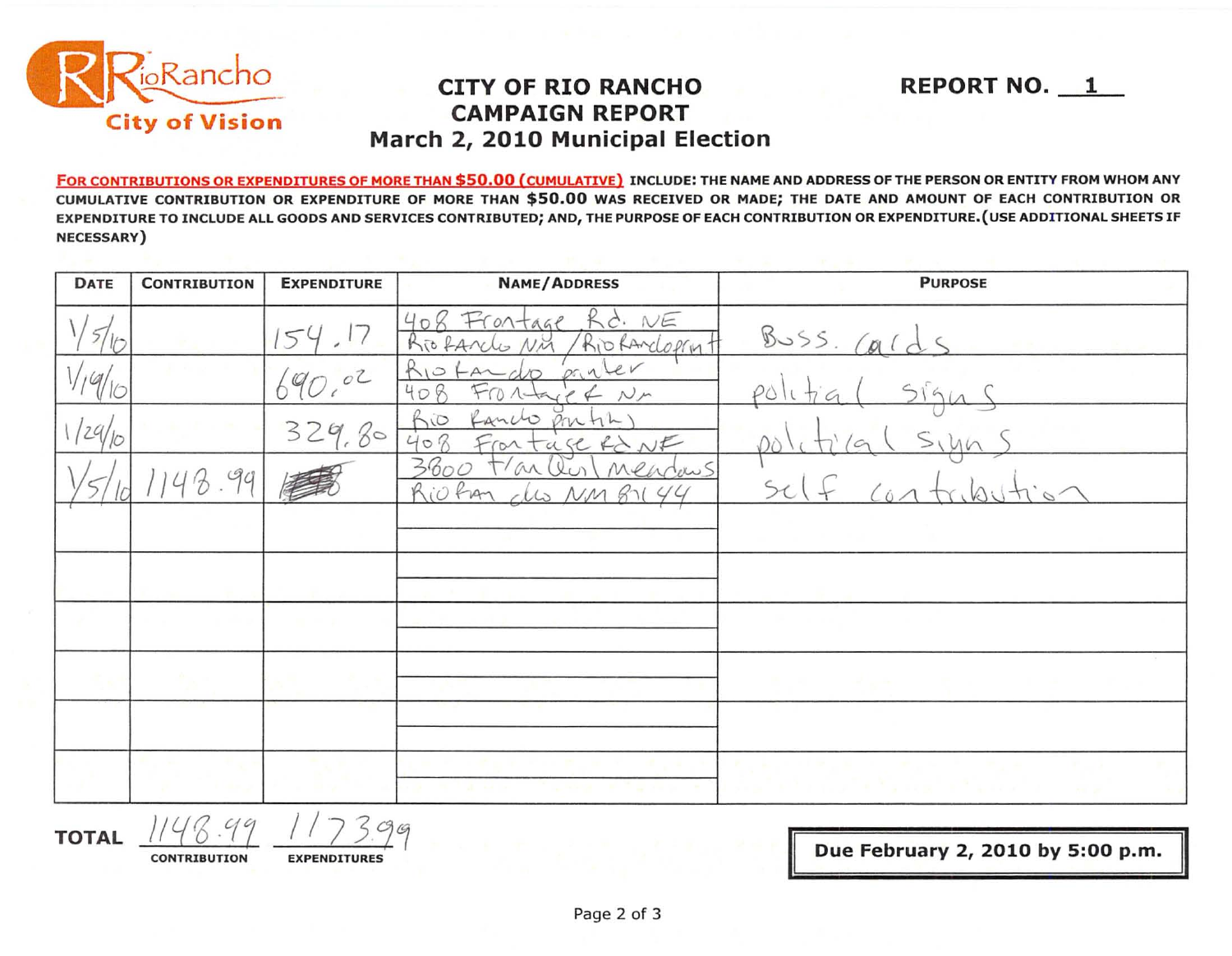RioRancho
City of Vision

# CITY OF RIO RANCHO CAMPAIGN REPORT
## March 2, 2010 Municipal Election

**REPORT NO. 1**

**FOR CONTRIBUTIONS OR EXPENDITURES OF MORE THAN $50.00 (CUMULATIVE) INCLUDE: THE NAME AND ADDRESS OF THE PERSON OR ENTITY FROM WHOM ANY CUMULATIVE CONTRIBUTION OR EXPENDITURE OF MORE THAN $50.00 WAS RECEIVED OR MADE; THE DATE AND AMOUNT OF EACH CONTRIBUTION OR EXPENDITURE TO INCLUDE ALL GOODS AND SERVICES CONTRIBUTED; AND, THE PURPOSE OF EACH CONTRIBUTION OR EXPENDITURE. (USE ADDITIONAL SHEETS IF NECESSARY)**

| DATE | CONTRIBUTION | EXPENDITURE | NAME/ADDRESS | PURPOSE |
|---|---|---|---|---|
| 1/5/10 | | 154.17 | 408 Frontage Rd. NE Rio Rancho NM / Rio Rancho print | Buss. cards |
| 1/19/10 | | 690.02 | Rio Rancho printer 408 Frontage NE | politial signs |
| 1/29/10 | | 329.80 | Rio Rancho printing 408 Frontage Rd NE | political signs |
| 1/5/10 | 1148.99 | ~~[crossed out]~~ | 3800 Tian Quail Meadows Rio Rancho NM 87144 | self contribution |
| | | | | |
| | | | | |
| | | | | |
| | | | | |
| | | | | |
| | | | | |

**TOTAL** 1148.99 (CONTRIBUTION) 1173.99 (EXPENDITURES)

**Due February 2, 2010 by 5:00 p.m.**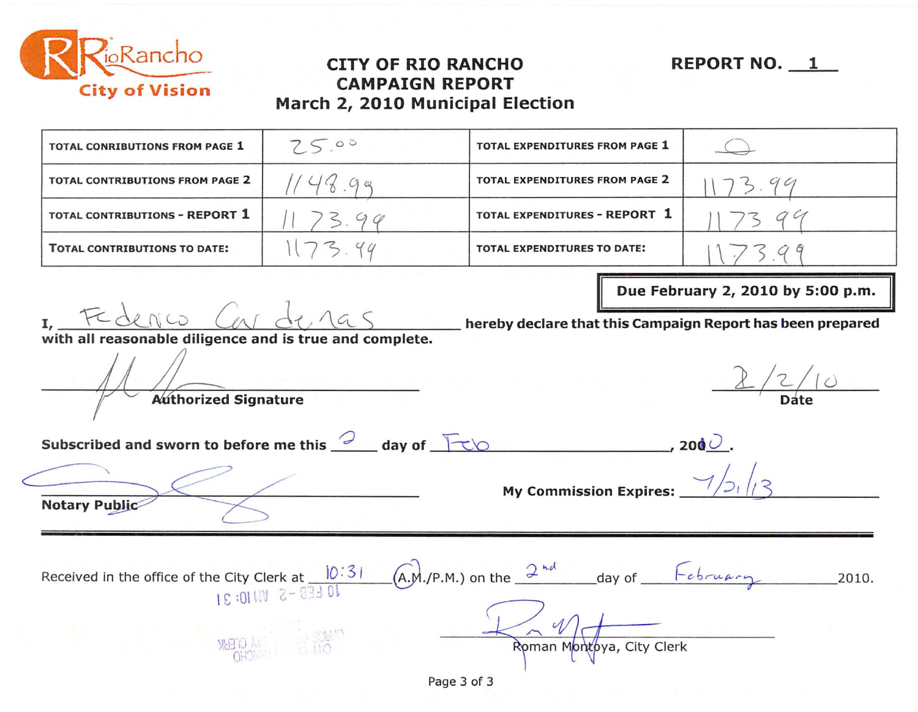RioRancho
City of Vision

# CITY OF RIO RANCHO
## CAMPAIGN REPORT
## March 2, 2010 Municipal Election

**REPORT NO. 1**

| | | | |
|---|---|---|---|
| TOTAL CONRIBUTIONS FROM PAGE 1 | 25.00 | TOTAL EXPENDITURES FROM PAGE 1 | 0 |
| TOTAL CONTRIBUTIONS FROM PAGE 2 | 1148.99 | TOTAL EXPENDITURES FROM PAGE 2 | 1173.99 |
| TOTAL CONTRIBUTIONS - REPORT 1 | 1173.99 | TOTAL EXPENDITURES - REPORT 1 | 1173.99 |
| TOTAL CONTRIBUTIONS TO DATE: | 1173.99 | TOTAL EXPENDITURES TO DATE: | 1173.99 |

**Due February 2, 2010 by 5:00 p.m.**

**I,** Federico Cardenas **hereby declare that this Campaign Report has been prepared with all reasonable diligence and is true and complete.**

**Authorized Signature** [signature]

**Date** 2/2/10

**Subscribed and sworn to before me this** 2 **day of** Feb **, 2010.**

**Notary Public** [signature]

**My Commission Expires:** 7/21/13

---

Received in the office of the City Clerk at 10:31 (A.M./P.M.) on the 2nd day of February 2010.

10 FEB -2 AM 10:31

CITY OF RIO RANCHO CITY CLERK

[signature]
Roman Montoya, City Clerk